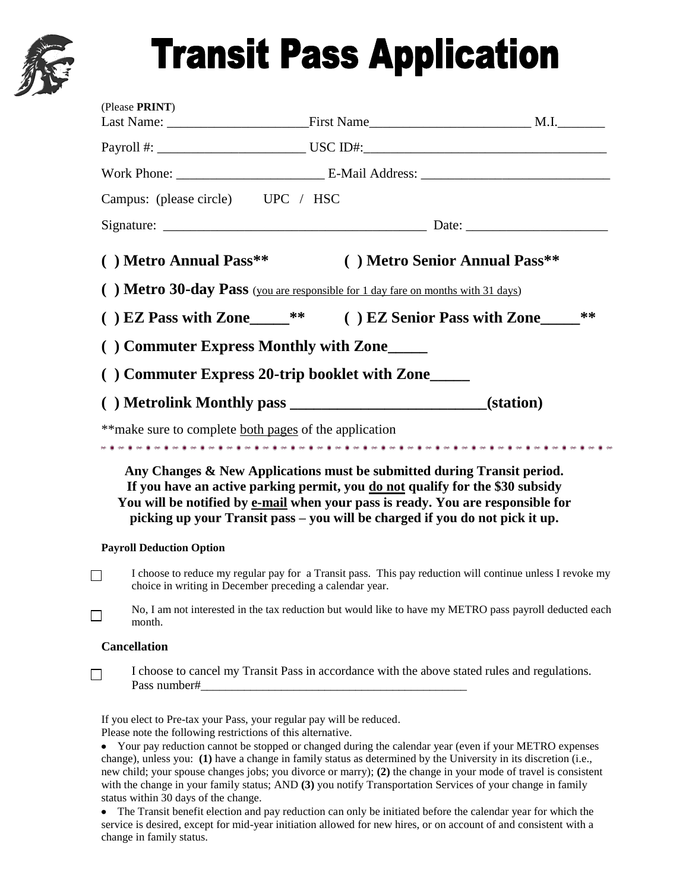# Transit Pass Application

(Please **PRINT**)

Last Name: _____________________First Name________________________ M.I._______

Payroll #: ______________________ USC ID#:____________________________________

Work Phone: ______________________ E-Mail Address: ____________________________

Campus: (please circle) UPC / HSC

Signature: ______________________________________ Date: ____________________

**( ) Metro Annual Pass\*\*** **( ) Metro Senior Annual Pass\*\***

**( ) Metro 30-day Pass** (<u>you are responsible for 1 day fare on months with 31 days</u>)

**( ) EZ Pass with Zone_____\*\*** **( ) EZ Senior Pass with Zone_____\*\***

**( ) Commuter Express Monthly with Zone_____**

**( ) Commuter Express 20-trip booklet with Zone_____**

**( ) Metrolink Monthly pass _________________________(station)**

\*\*make sure to complete <u>both pages</u> of the application

---

**Any Changes & New Applications must be submitted during Transit period.**
**If you have an active parking permit, you <u>do not</u> qualify for the $30 subsidy**
**You will be notified by <u>e-mail</u> when your pass is ready. You are responsible for picking up your Transit pass – you will be charged if you do not pick it up.**

**Payroll Deduction Option**

☐ I choose to reduce my regular pay for a Transit pass. This pay reduction will continue unless I revoke my choice in writing in December preceding a calendar year.

☐ No, I am not interested in the tax reduction but would like to have my METRO pass payroll deducted each month.

**Cancellation**

☐ I choose to cancel my Transit Pass in accordance with the above stated rules and regulations.
Pass number#___________________________________________

If you elect to Pre-tax your Pass, your regular pay will be reduced.
Please note the following restrictions of this alternative.

- Your pay reduction cannot be stopped or changed during the calendar year (even if your METRO expenses change), unless you: **(1)** have a change in family status as determined by the University in its discretion (i.e., new child; your spouse changes jobs; you divorce or marry); **(2)** the change in your mode of travel is consistent with the change in your family status; AND **(3)** you notify Transportation Services of your change in family status within 30 days of the change.
- The Transit benefit election and pay reduction can only be initiated before the calendar year for which the service is desired, except for mid-year initiation allowed for new hires, or on account of and consistent with a change in family status.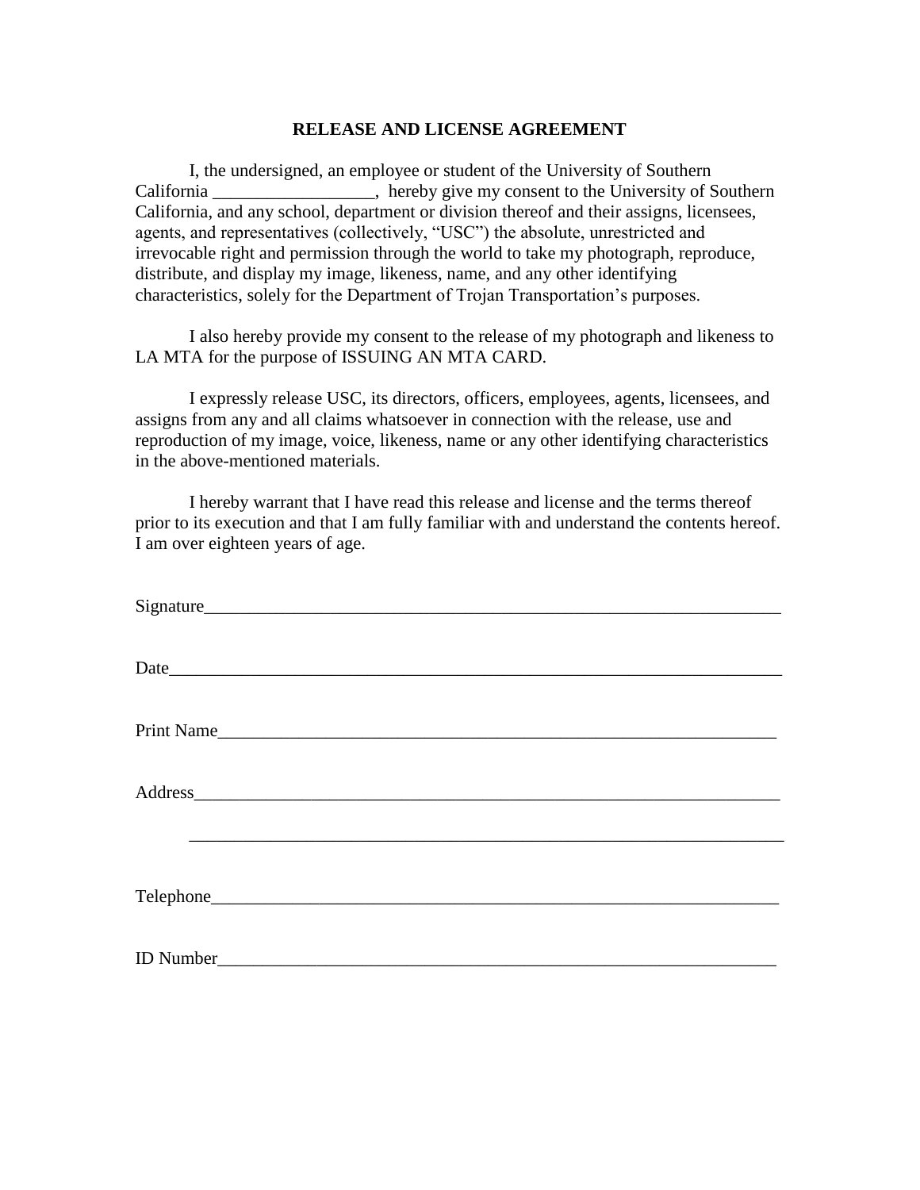**RELEASE AND LICENSE AGREEMENT**

I, the undersigned, an employee or student of the University of Southern California __________________, hereby give my consent to the University of Southern California, and any school, department or division thereof and their assigns, licensees, agents, and representatives (collectively, "USC") the absolute, unrestricted and irrevocable right and permission through the world to take my photograph, reproduce, distribute, and display my image, likeness, name, and any other identifying characteristics, solely for the Department of Trojan Transportation's purposes.

I also hereby provide my consent to the release of my photograph and likeness to LA MTA for the purpose of ISSUING AN MTA CARD.

I expressly release USC, its directors, officers, employees, agents, licensees, and assigns from any and all claims whatsoever in connection with the release, use and reproduction of my image, voice, likeness, name or any other identifying characteristics in the above-mentioned materials.

I hereby warrant that I have read this release and license and the terms thereof prior to its execution and that I am fully familiar with and understand the contents hereof. I am over eighteen years of age.

Signature____________________________________________________________________

Date________________________________________________________________________

Print Name__________________________________________________________________

Address_____________________________________________________________________

_____________________________________________________________________

Telephone___________________________________________________________________

ID Number__________________________________________________________________